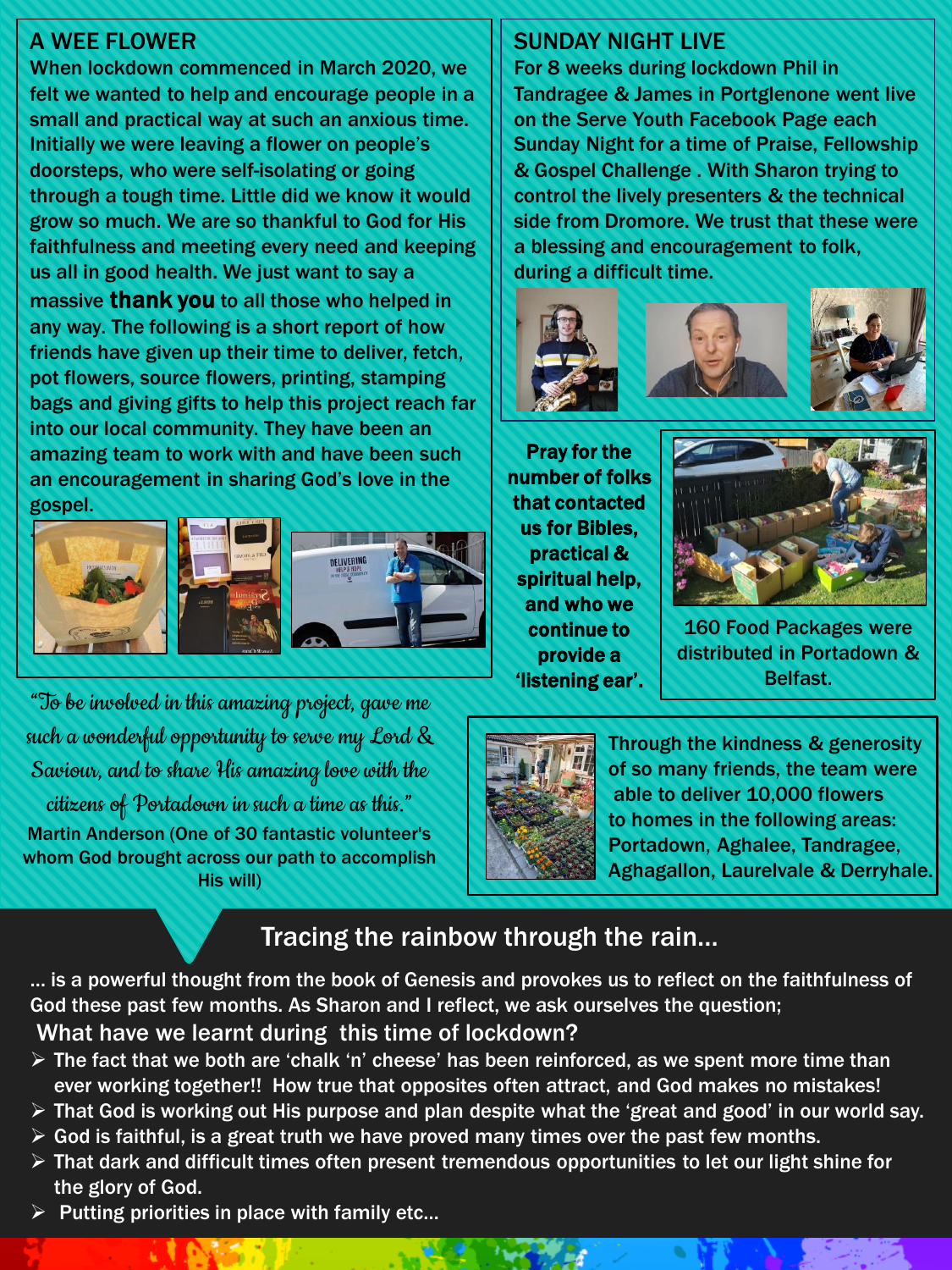## A WEE FLOWER

When lockdown commenced in March 2020, we felt we wanted to help and encourage people in a small and practical way at such an anxious time. Initially we were leaving a flower on people's doorsteps, who were self-isolating or going through a tough time. Little did we know it would grow so much. We are so thankful to God for His faithfulness and meeting every need and keeping us all in good health. We just want to say a massive **thank you** to all those who helped in any way. The following is a short report of how friends have given up their time to deliver, fetch, pot flowers, source flowers, printing, stamping bags and giving gifts to help this project reach far into our local community. They have been an amazing team to work with and have been such an encouragement in sharing God's love in the gospel.

*"To be involved in this amazing project, gave me such a wonderful opportunity to serve my Lord & Saviour, and to share His amazing love with the citizens of Portadown in such a time as this."*

Martin Anderson (One of 30 fantastic volunteer's whom God brought across our path to accomplish His will)

## SUNDAY NIGHT LIVE

For 8 weeks during lockdown Phil in Tandragee & James in Portglenone went live on the Serve Youth Facebook Page each Sunday Night for a time of Praise, Fellowship & Gospel Challenge . With Sharon trying to control the lively presenters & the technical side from Dromore. We trust that these were a blessing and encouragement to folk, during a difficult time.

**Pray for the number of folks that contacted us for Bibles, practical & spiritual help, and who we continue to provide a 'listening ear'.**

160 Food Packages were distributed in Portadown & Belfast.

Through the kindness & generosity of so many friends, the team were able to deliver 10,000 flowers to homes in the following areas: Portadown, Aghalee, Tandragee, Aghagallon, Laurelvale & Derryhale.

## Tracing the rainbow through the rain…

… is a powerful thought from the book of Genesis and provokes us to reflect on the faithfulness of God these past few months. As Sharon and I reflect, we ask ourselves the question;

### What have we learnt during this time of lockdown?

- The fact that we both are 'chalk 'n' cheese' has been reinforced, as we spent more time than ever working together!! How true that opposites often attract, and God makes no mistakes!
- That God is working out His purpose and plan despite what the 'great and good' in our world say.
- God is faithful, is a great truth we have proved many times over the past few months.
- That dark and difficult times often present tremendous opportunities to let our light shine for the glory of God.
- Putting priorities in place with family etc…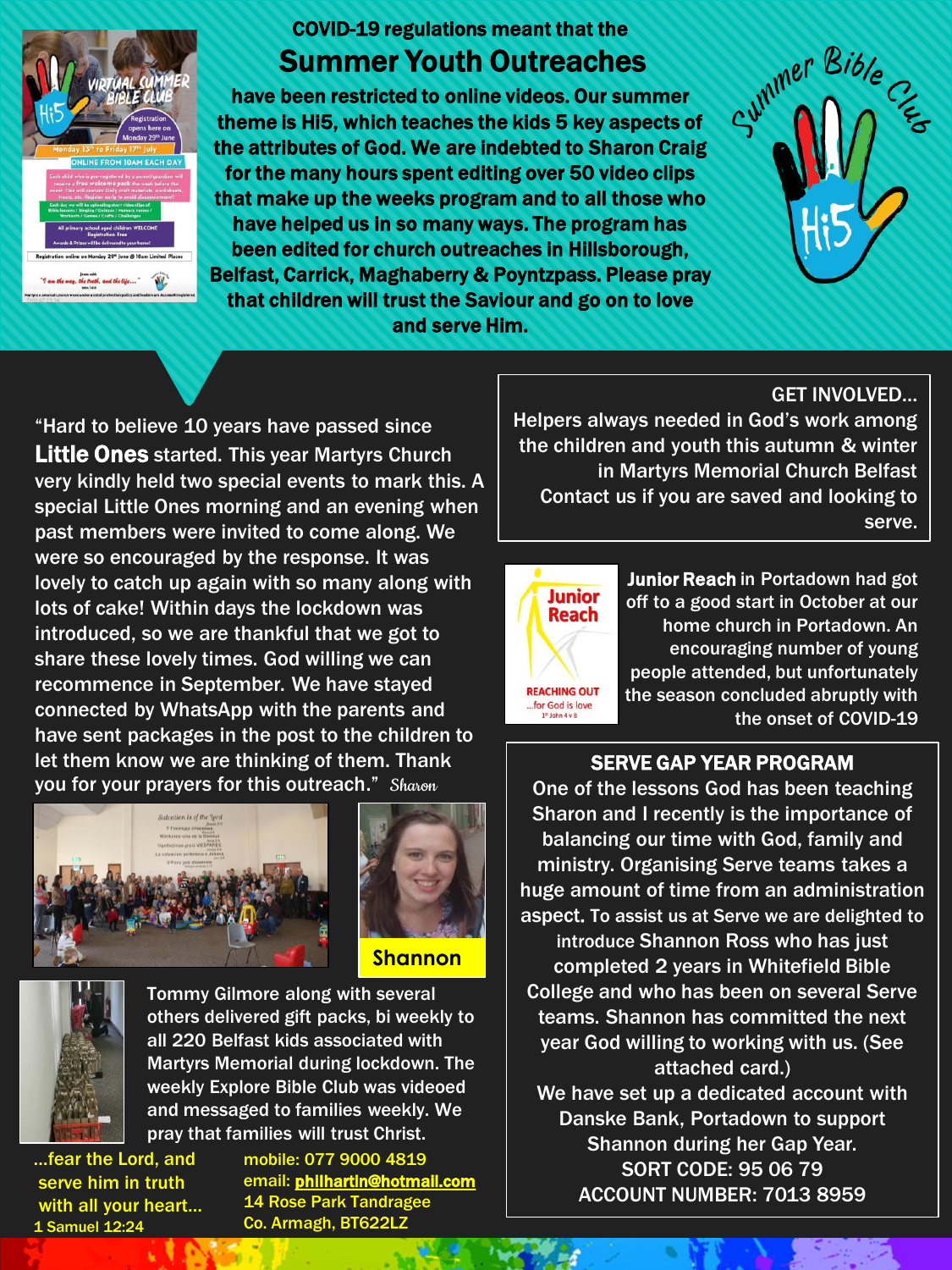COVID-19 regulations meant that the

## Summer Youth Outreaches

have been restricted to online videos. Our summer theme is Hi5, which teaches the kids 5 key aspects of the attributes of God. We are indebted to Sharon Craig for the many hours spent editing over 50 video clips that make up the weeks program and to all those who have helped us in so many ways. The program has been edited for church outreaches in Hillsborough, Belfast, Carrick, Maghaberry & Poyntzpass. Please pray that children will trust the Saviour and go on to love and serve Him.

"Hard to believe 10 years have passed since **Little Ones** started. This year Martyrs Church very kindly held two special events to mark this. A special Little Ones morning and an evening when past members were invited to come along. We were so encouraged by the response. It was lovely to catch up again with so many along with lots of cake! Within days the lockdown was introduced, so we are thankful that we got to share these lovely times. God willing we can recommence in September. We have stayed connected by WhatsApp with the parents and have sent packages in the post to the children to let them know we are thinking of them. Thank you for your prayers for this outreach." *Sharon*

Shannon

Tommy Gilmore along with several others delivered gift packs, bi weekly to all 220 Belfast kids associated with Martyrs Memorial during lockdown. The weekly Explore Bible Club was videoed and messaged to families weekly. We pray that families will trust Christ.

...fear the Lord, and serve him in truth with all your heart...
1 Samuel 12:24

mobile: 077 9000 4819
email: philhartin@hotmail.com
14 Rose Park Tandragee
Co. Armagh, BT622LZ

GET INVOLVED...
Helpers always needed in God's work among the children and youth this autumn & winter in Martyrs Memorial Church Belfast
Contact us if you are saved and looking to serve.

**Junior Reach** in Portadown had got off to a good start in October at our home church in Portadown. An encouraging number of young people attended, but unfortunately the season concluded abruptly with the onset of COVID-19

### SERVE GAP YEAR PROGRAM

One of the lessons God has been teaching Sharon and I recently is the importance of balancing our time with God, family and ministry. Organising Serve teams takes a huge amount of time from an administration aspect. To assist us at Serve we are delighted to introduce Shannon Ross who has just completed 2 years in Whitefield Bible College and who has been on several Serve teams. Shannon has committed the next year God willing to working with us. (See attached card.)

We have set up a dedicated account with Danske Bank, Portadown to support Shannon during her Gap Year.
SORT CODE: 95 06 79
ACCOUNT NUMBER: 7013 8959